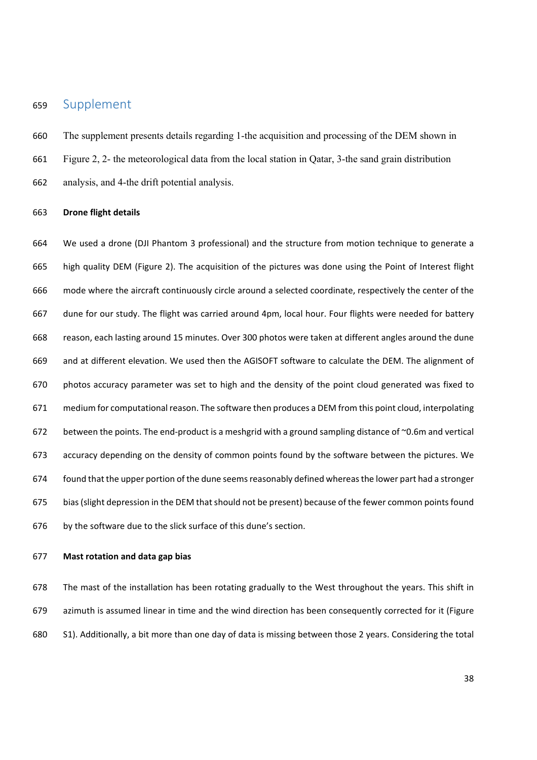# Supplement

The supplement presents details regarding 1-the acquisition and processing of the DEM shown in Figure 2, 2- the meteorological data from the local station in Qatar, 3-the sand grain distribution analysis, and 4-the drift potential analysis.

**Drone flight details**

We used a drone (DJI Phantom 3 professional) and the structure from motion technique to generate a high quality DEM (Figure 2). The acquisition of the pictures was done using the Point of Interest flight mode where the aircraft continuously circle around a selected coordinate, respectively the center of the dune for our study. The flight was carried around 4pm, local hour. Four flights were needed for battery reason, each lasting around 15 minutes. Over 300 photos were taken at different angles around the dune and at different elevation. We used then the AGISOFT software to calculate the DEM. The alignment of photos accuracy parameter was set to high and the density of the point cloud generated was fixed to medium for computational reason. The software then produces a DEM from this point cloud, interpolating between the points. The end-product is a meshgrid with a ground sampling distance of ~0.6m and vertical accuracy depending on the density of common points found by the software between the pictures. We found that the upper portion of the dune seems reasonably defined whereas the lower part had a stronger bias (slight depression in the DEM that should not be present) because of the fewer common points found by the software due to the slick surface of this dune's section.

**Mast rotation and data gap bias**

The mast of the installation has been rotating gradually to the West throughout the years. This shift in azimuth is assumed linear in time and the wind direction has been consequently corrected for it (Figure S1). Additionally, a bit more than one day of data is missing between those 2 years. Considering the total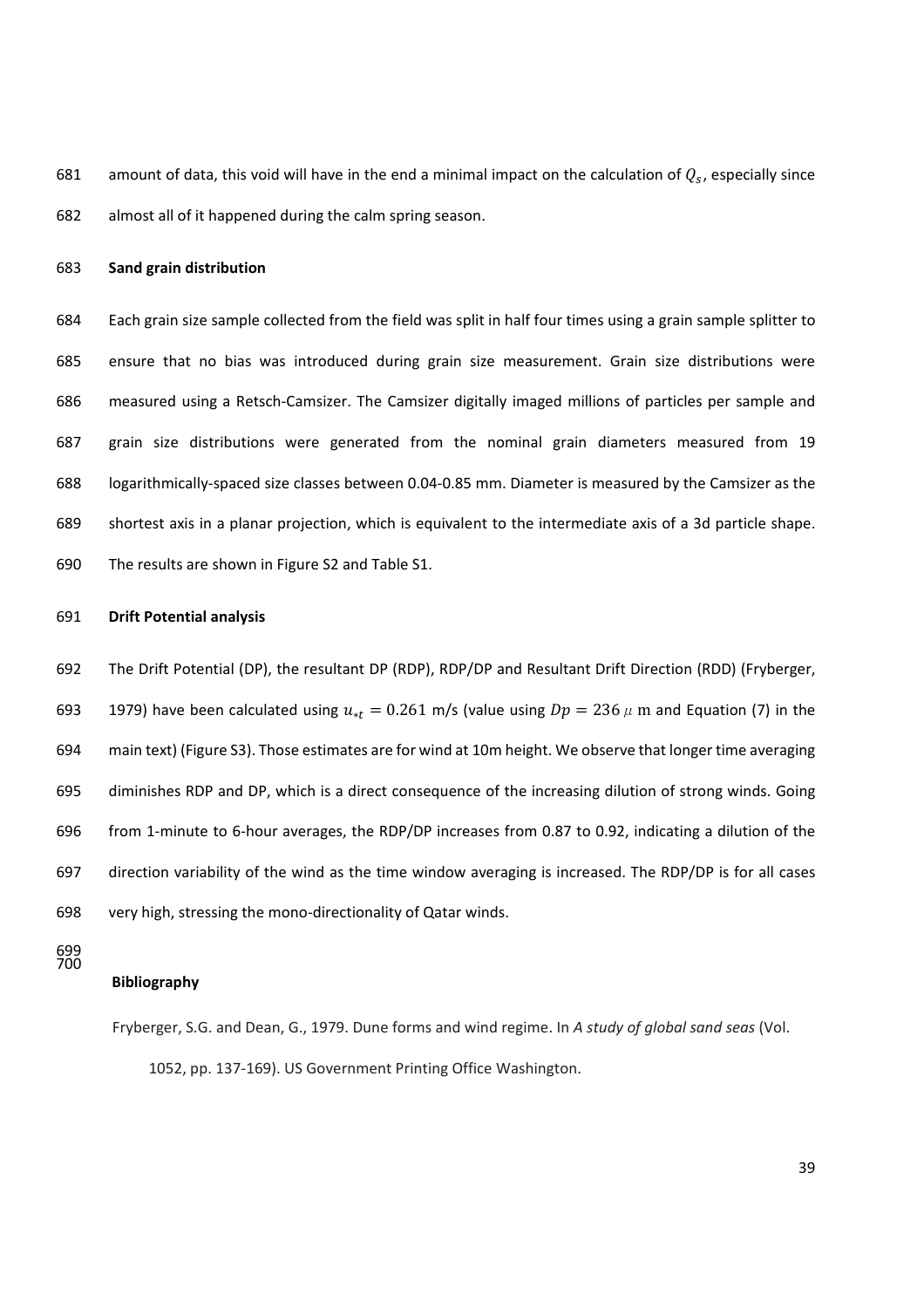amount of data, this void will have in the end a minimal impact on the calculation of $Q_s$, especially since almost all of it happened during the calm spring season.

**Sand grain distribution**

Each grain size sample collected from the field was split in half four times using a grain sample splitter to ensure that no bias was introduced during grain size measurement. Grain size distributions were measured using a Retsch-Camsizer. The Camsizer digitally imaged millions of particles per sample and grain size distributions were generated from the nominal grain diameters measured from 19 logarithmically-spaced size classes between 0.04-0.85 mm. Diameter is measured by the Camsizer as the shortest axis in a planar projection, which is equivalent to the intermediate axis of a 3d particle shape. The results are shown in Figure S2 and Table S1.

**Drift Potential analysis**

The Drift Potential (DP), the resultant DP (RDP), RDP/DP and Resultant Drift Direction (RDD) (Fryberger, 1979) have been calculated using $u_{*t} = 0.261$ m/s (value using $Dp = 236\,\mu$ m and Equation (7) in the main text) (Figure S3). Those estimates are for wind at 10m height. We observe that longer time averaging diminishes RDP and DP, which is a direct consequence of the increasing dilution of strong winds. Going from 1-minute to 6-hour averages, the RDP/DP increases from 0.87 to 0.92, indicating a dilution of the direction variability of the wind as the time window averaging is increased. The RDP/DP is for all cases very high, stressing the mono-directionality of Qatar winds.

**Bibliography**

Fryberger, S.G. and Dean, G., 1979. Dune forms and wind regime. In *A study of global sand seas* (Vol. 1052, pp. 137-169). US Government Printing Office Washington.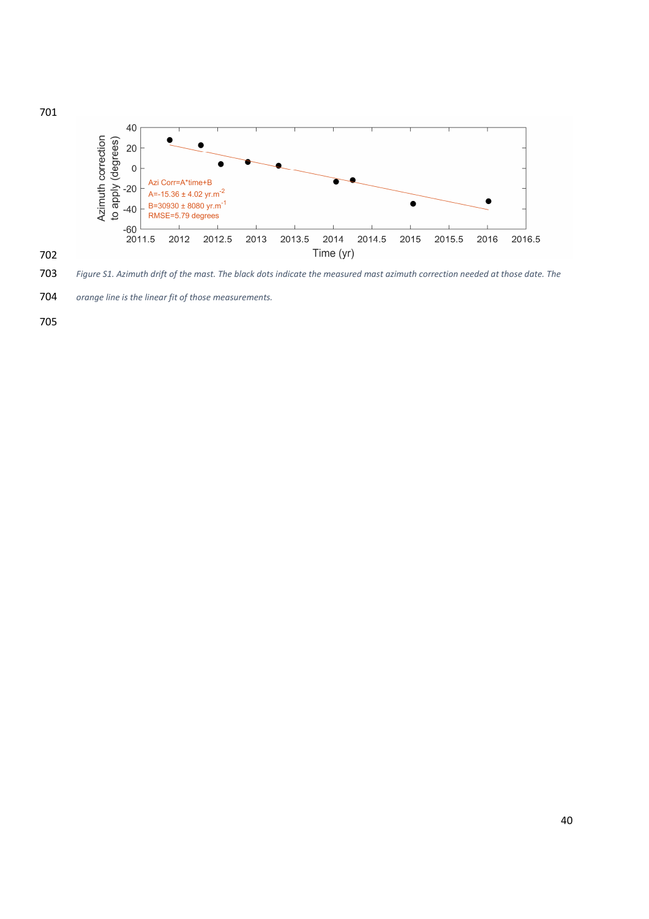*Figure S1. Azimuth drift of the mast. The black dots indicate the measured mast azimuth correction needed at those date. The orange line is the linear fit of those measurements.*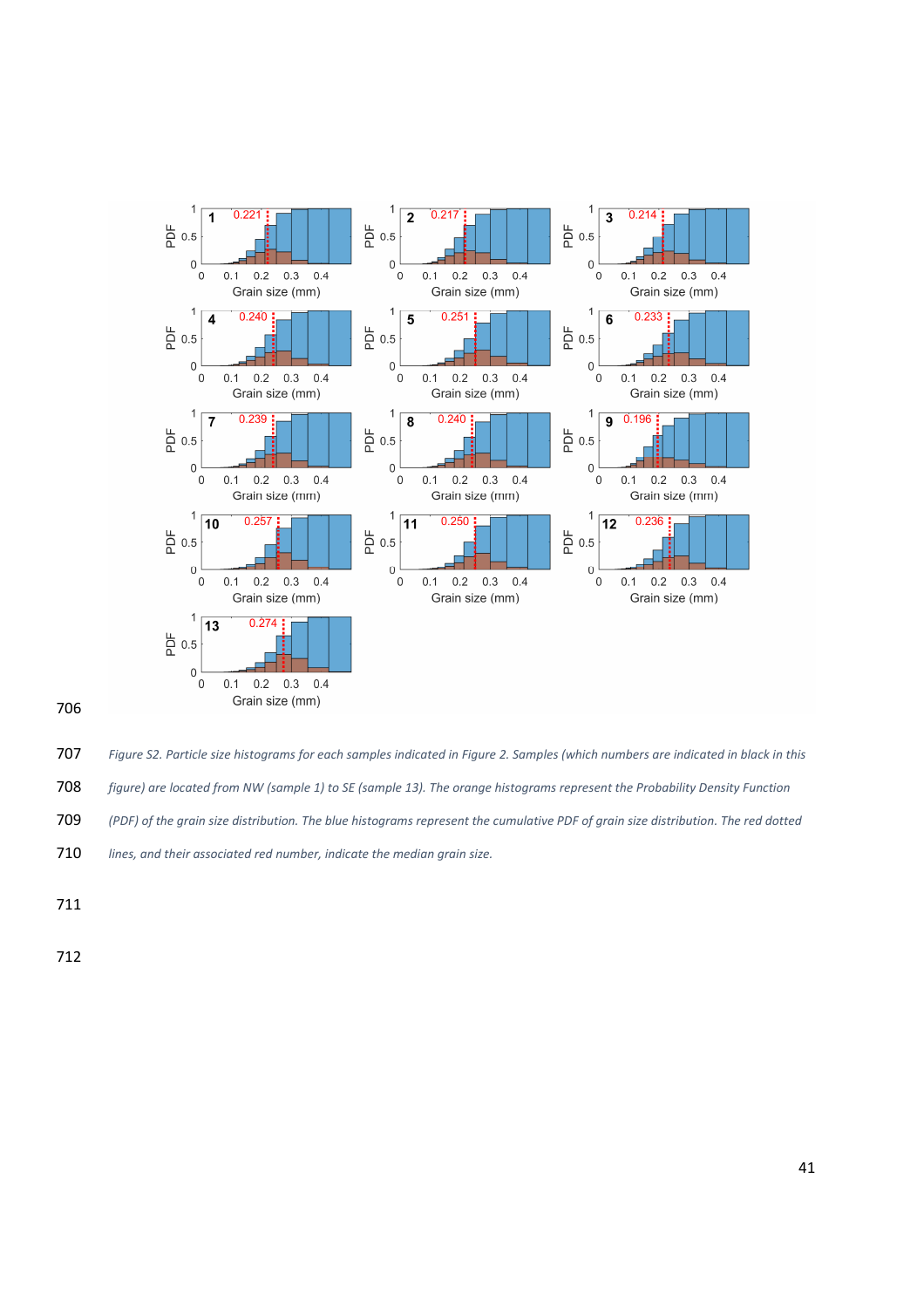*Figure S2. Particle size histograms for each samples indicated in Figure 2. Samples (which numbers are indicated in black in this figure) are located from NW (sample 1) to SE (sample 13). The orange histograms represent the Probability Density Function (PDF) of the grain size distribution. The blue histograms represent the cumulative PDF of grain size distribution. The red dotted lines, and their associated red number, indicate the median grain size.*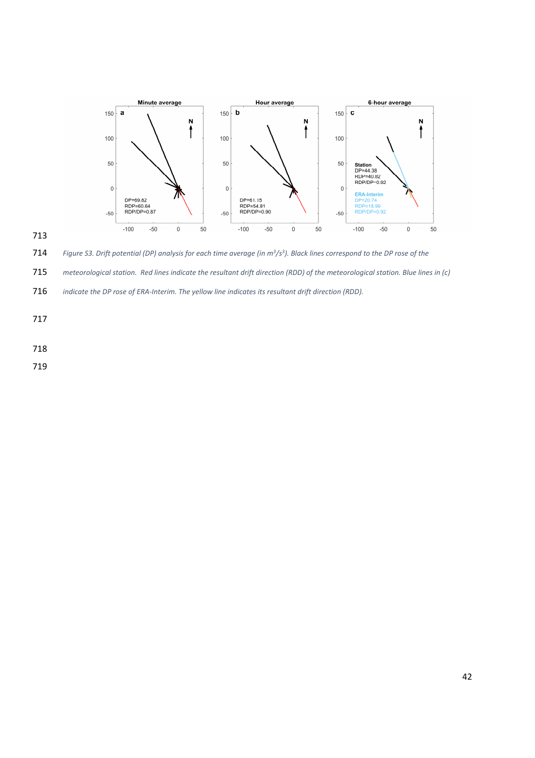Figure S3. Drift potential (DP) analysis for each time average (in $m^3/s^3$). Black lines correspond to the DP rose of the meteorological station. Red lines indicate the resultant drift direction (RDD) of the meteorological station. Blue lines in (c) indicate the DP rose of ERA-Interim. The yellow line indicates its resultant drift direction (RDD).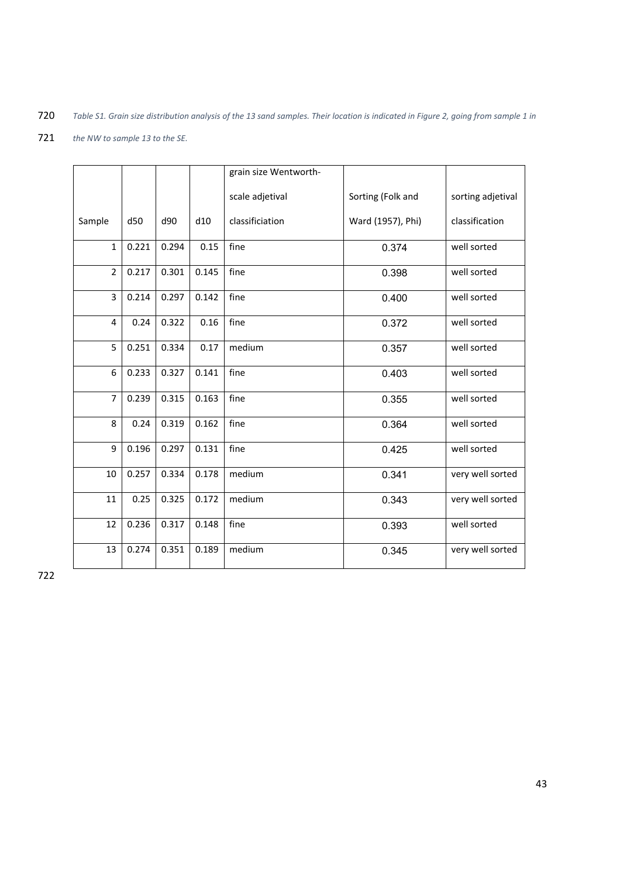*Table S1. Grain size distribution analysis of the 13 sand samples. Their location is indicated in Figure 2, going from sample 1 in the NW to sample 13 to the SE.*

| Sample | d50 | d90 | d10 | grain size Wentworth-scale adjetival classificiation | Sorting (Folk and Ward (1957), Phi) | sorting adjetival classification |
|---|---|---|---|---|---|---|
| 1 | 0.221 | 0.294 | 0.15 | fine | 0.374 | well sorted |
| 2 | 0.217 | 0.301 | 0.145 | fine | 0.398 | well sorted |
| 3 | 0.214 | 0.297 | 0.142 | fine | 0.400 | well sorted |
| 4 | 0.24 | 0.322 | 0.16 | fine | 0.372 | well sorted |
| 5 | 0.251 | 0.334 | 0.17 | medium | 0.357 | well sorted |
| 6 | 0.233 | 0.327 | 0.141 | fine | 0.403 | well sorted |
| 7 | 0.239 | 0.315 | 0.163 | fine | 0.355 | well sorted |
| 8 | 0.24 | 0.319 | 0.162 | fine | 0.364 | well sorted |
| 9 | 0.196 | 0.297 | 0.131 | fine | 0.425 | well sorted |
| 10 | 0.257 | 0.334 | 0.178 | medium | 0.341 | very well sorted |
| 11 | 0.25 | 0.325 | 0.172 | medium | 0.343 | very well sorted |
| 12 | 0.236 | 0.317 | 0.148 | fine | 0.393 | well sorted |
| 13 | 0.274 | 0.351 | 0.189 | medium | 0.345 | very well sorted |